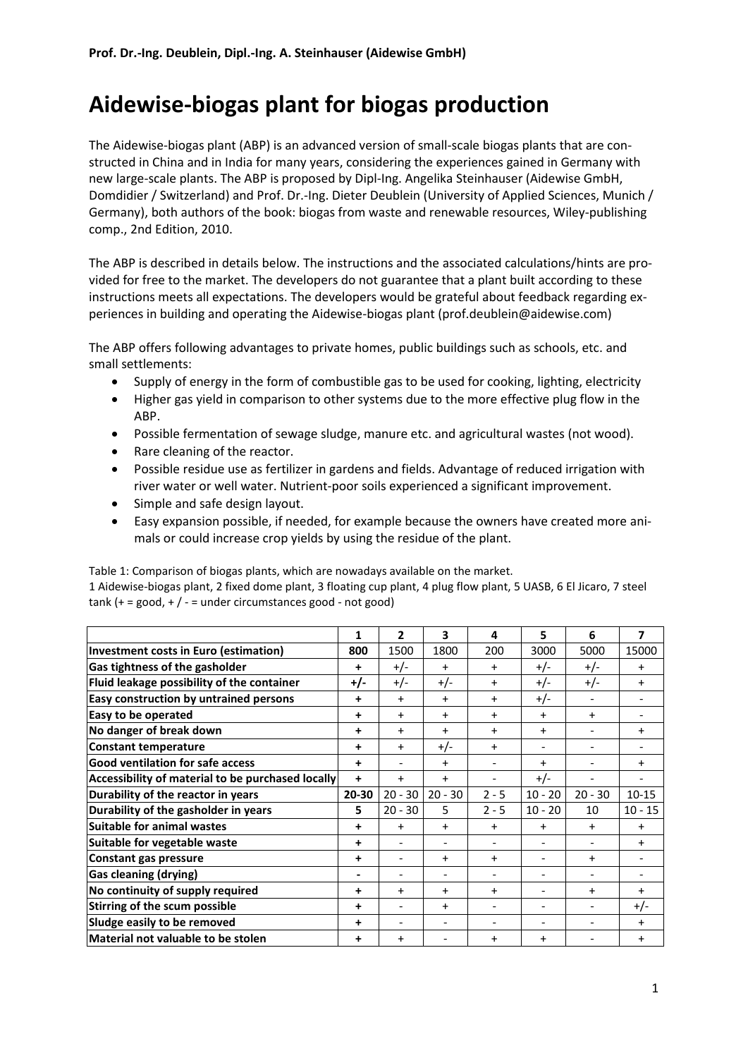**Prof. Dr.-Ing. Deublein, Dipl.-Ing. A. Steinhauser (Aidewise GmbH)**

# Aidewise-biogas plant for biogas production

The Aidewise-biogas plant (ABP) is an advanced version of small-scale biogas plants that are constructed in China and in India for many years, considering the experiences gained in Germany with new large-scale plants. The ABP is proposed by Dipl-Ing. Angelika Steinhauser (Aidewise GmbH, Domdidier / Switzerland) and Prof. Dr.-Ing. Dieter Deublein (University of Applied Sciences, Munich / Germany), both authors of the book: biogas from waste and renewable resources, Wiley-publishing comp., 2nd Edition, 2010.

The ABP is described in details below. The instructions and the associated calculations/hints are provided for free to the market. The developers do not guarantee that a plant built according to these instructions meets all expectations. The developers would be grateful about feedback regarding experiences in building and operating the Aidewise-biogas plant (prof.deublein@aidewise.com)

The ABP offers following advantages to private homes, public buildings such as schools, etc. and small settlements:

- Supply of energy in the form of combustible gas to be used for cooking, lighting, electricity
- Higher gas yield in comparison to other systems due to the more effective plug flow in the ABP.
- Possible fermentation of sewage sludge, manure etc. and agricultural wastes (not wood).
- Rare cleaning of the reactor.
- Possible residue use as fertilizer in gardens and fields. Advantage of reduced irrigation with river water or well water. Nutrient-poor soils experienced a significant improvement.
- Simple and safe design layout.
- Easy expansion possible, if needed, for example because the owners have created more animals or could increase crop yields by using the residue of the plant.

Table 1: Comparison of biogas plants, which are nowadays available on the market.
1 Aidewise-biogas plant, 2 fixed dome plant, 3 floating cup plant, 4 plug flow plant, 5 UASB, 6 El Jicaro, 7 steel tank (+ = good, + / - = under circumstances good - not good)

| | **1** | **2** | **3** | **4** | **5** | **6** | **7** |
|---|---|---|---|---|---|---|---|
| **Investment costs in Euro (estimation)** | **800** | 1500 | 1800 | 200 | 3000 | 5000 | 15000 |
| **Gas tightness of the gasholder** | **+** | +/- | + | + | +/- | +/- | + |
| **Fluid leakage possibility of the container** | **+/-** | +/- | +/- | + | +/- | +/- | + |
| **Easy construction by untrained persons** | **+** | + | + | + | +/- | - | - |
| **Easy to be operated** | **+** | + | + | + | + | + | - |
| **No danger of break down** | **+** | + | + | + | + | - | + |
| **Constant temperature** | **+** | + | +/- | + | - | - | - |
| **Good ventilation for safe access** | **+** | - | + | - | + | - | + |
| **Accessibility of material to be purchased locally** | **+** | + | + | - | +/- | - | - |
| **Durability of the reactor in years** | **20-30** | 20 - 30 | 20 - 30 | 2 - 5 | 10 - 20 | 20 - 30 | 10-15 |
| **Durability of the gasholder in years** | **5** | 20 - 30 | 5 | 2 - 5 | 10 - 20 | 10 | 10 - 15 |
| **Suitable for animal wastes** | **+** | + | + | + | + | + | + |
| **Suitable for vegetable waste** | **+** | - | - | - | - | - | + |
| **Constant gas pressure** | **+** | - | + | + | - | + | - |
| **Gas cleaning (drying)** | **-** | - | - | - | - | - | - |
| **No continuity of supply required** | **+** | + | + | + | - | + | + |
| **Stirring of the scum possible** | **+** | - | + | - | - | - | +/- |
| **Sludge easily to be removed** | **+** | - | - | - | - | - | + |
| **Material not valuable to be stolen** | **+** | + | - | + | + | - | + |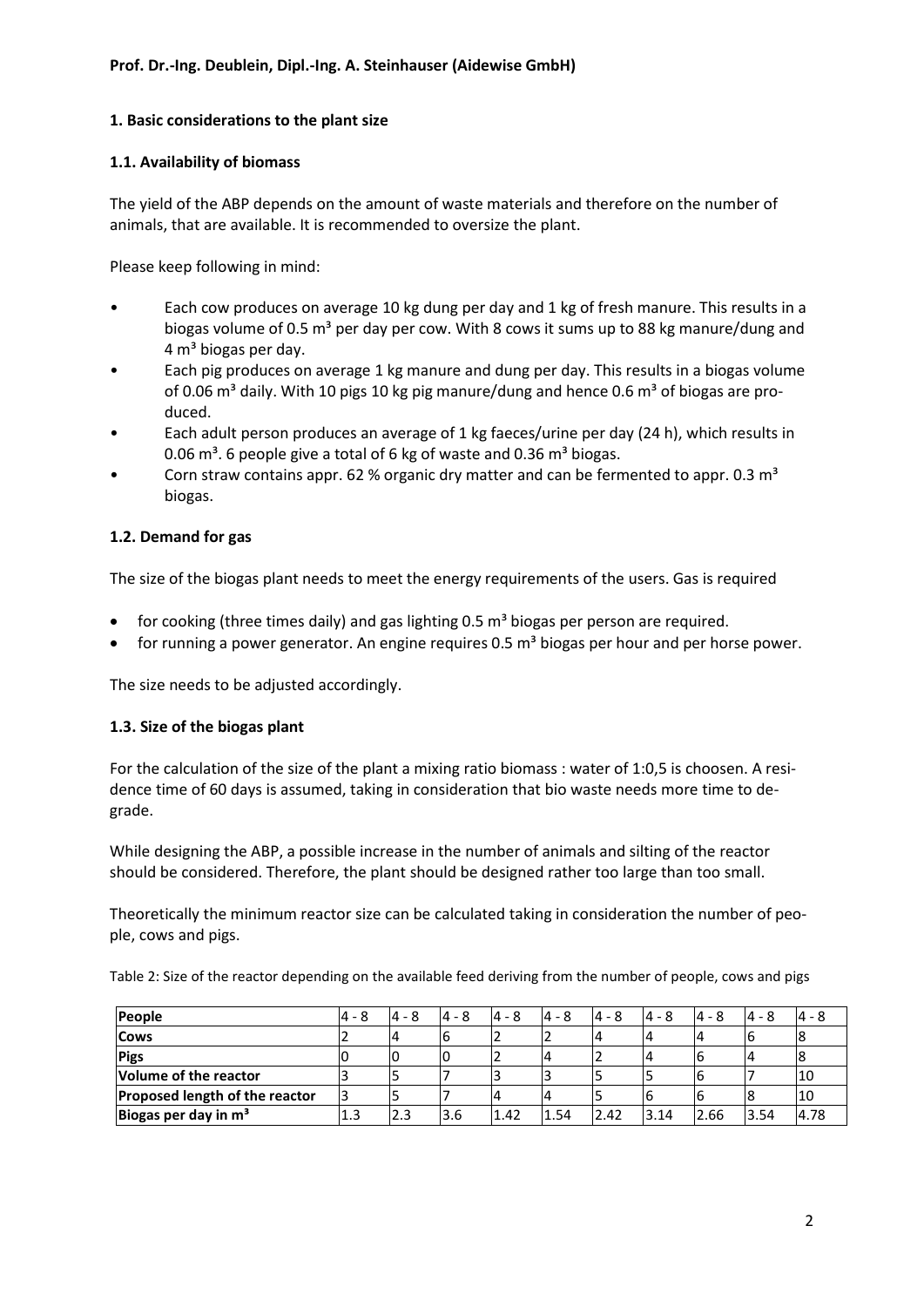**Prof. Dr.-Ing. Deublein, Dipl.-Ing. A. Steinhauser (Aidewise GmbH)**

## 1. Basic considerations to the plant size

### 1.1. Availability of biomass

The yield of the ABP depends on the amount of waste materials and therefore on the number of animals, that are available. It is recommended to oversize the plant.

Please keep following in mind:

- Each cow produces on average 10 kg dung per day and 1 kg of fresh manure. This results in a biogas volume of 0.5 m³ per day per cow. With 8 cows it sums up to 88 kg manure/dung and 4 m³ biogas per day.
- Each pig produces on average 1 kg manure and dung per day. This results in a biogas volume of 0.06 m³ daily. With 10 pigs 10 kg pig manure/dung and hence 0.6 m³ of biogas are produced.
- Each adult person produces an average of 1 kg faeces/urine per day (24 h), which results in 0.06 m³. 6 people give a total of 6 kg of waste and 0.36 m³ biogas.
- Corn straw contains appr. 62 % organic dry matter and can be fermented to appr. 0.3 m³ biogas.

### 1.2. Demand for gas

The size of the biogas plant needs to meet the energy requirements of the users. Gas is required

- for cooking (three times daily) and gas lighting 0.5 m³ biogas per person are required.
- for running a power generator. An engine requires 0.5 m³ biogas per hour and per horse power.

The size needs to be adjusted accordingly.

### 1.3. Size of the biogas plant

For the calculation of the size of the plant a mixing ratio biomass : water of 1:0,5 is choosen. A residence time of 60 days is assumed, taking in consideration that bio waste needs more time to degrade.

While designing the ABP, a possible increase in the number of animals and silting of the reactor should be considered. Therefore, the plant should be designed rather too large than too small.

Theoretically the minimum reactor size can be calculated taking in consideration the number of people, cows and pigs.

Table 2: Size of the reactor depending on the available feed deriving from the number of people, cows and pigs

| **People** | 4 - 8 | 4 - 8 | 4 - 8 | 4 - 8 | 4 - 8 | 4 - 8 | 4 - 8 | 4 - 8 | 4 - 8 | 4 - 8 |
|---|---|---|---|---|---|---|---|---|---|---|
| **Cows** | 2 | 4 | 6 | 2 | 2 | 4 | 4 | 4 | 6 | 8 |
| **Pigs** | 0 | 0 | 0 | 2 | 4 | 2 | 4 | 6 | 4 | 8 |
| **Volume of the reactor** | 3 | 5 | 7 | 3 | 3 | 5 | 5 | 6 | 7 | 10 |
| **Proposed length of the reactor** | 3 | 5 | 7 | 4 | 4 | 5 | 6 | 6 | 8 | 10 |
| **Biogas per day in m³** | 1.3 | 2.3 | 3.6 | 1.42 | 1.54 | 2.42 | 3.14 | 2.66 | 3.54 | 4.78 |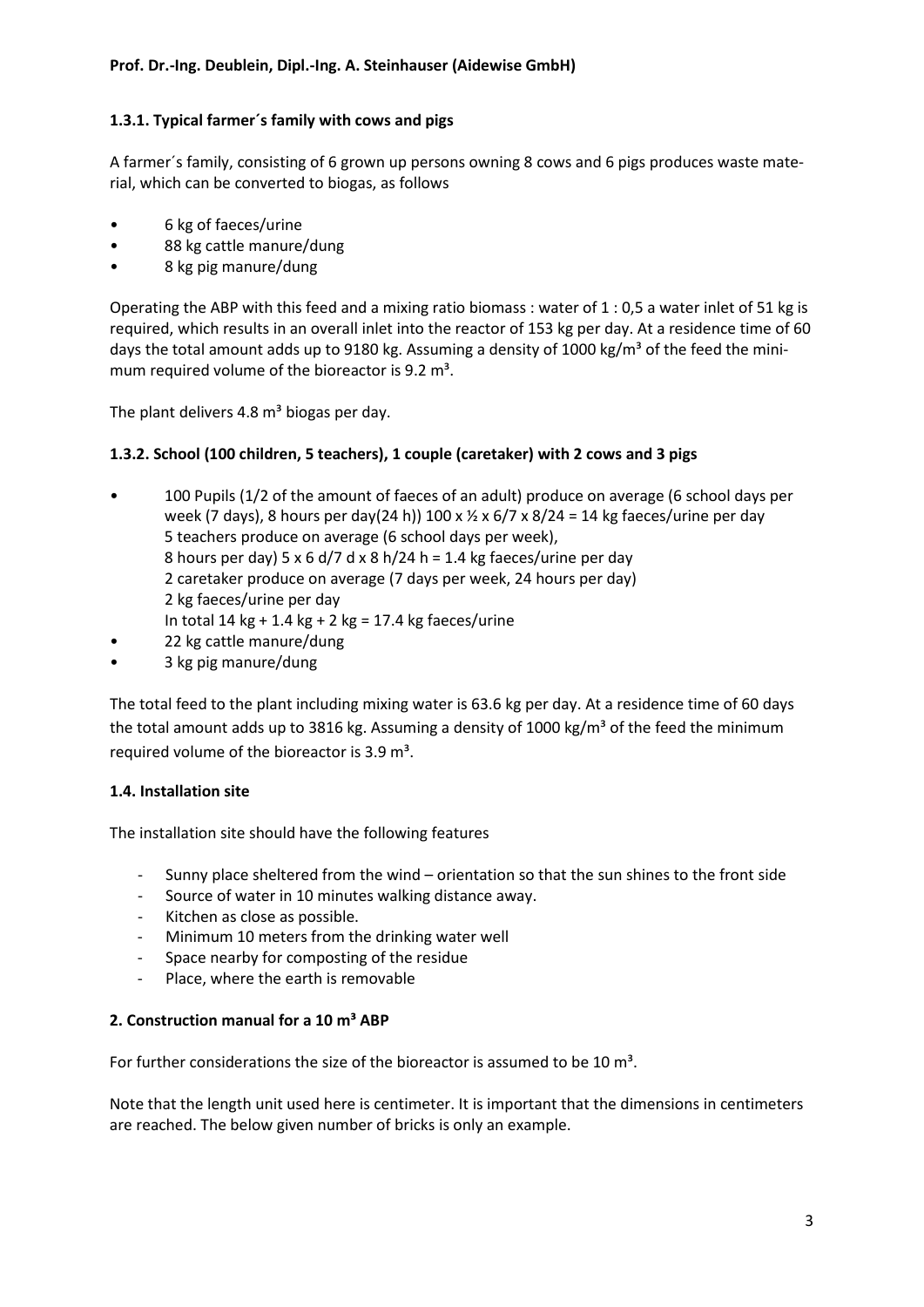### 1.3.1. Typical farmer´s family with cows and pigs

A farmer´s family, consisting of 6 grown up persons owning 8 cows and 6 pigs produces waste material, which can be converted to biogas, as follows

- 6 kg of faeces/urine
- 88 kg cattle manure/dung
- 8 kg pig manure/dung

Operating the ABP with this feed and a mixing ratio biomass : water of 1 : 0,5 a water inlet of 51 kg is required, which results in an overall inlet into the reactor of 153 kg per day. At a residence time of 60 days the total amount adds up to 9180 kg. Assuming a density of 1000 kg/m³ of the feed the minimum required volume of the bioreactor is 9.2 m³.

The plant delivers 4.8 m³ biogas per day.

### 1.3.2. School (100 children, 5 teachers), 1 couple (caretaker) with 2 cows and 3 pigs

- 100 Pupils (1/2 of the amount of faeces of an adult) produce on average (6 school days per week (7 days), 8 hours per day(24 h)) 100 x ½ x 6/7 x 8/24 = 14 kg faeces/urine per day
  5 teachers produce on average (6 school days per week),
  8 hours per day) 5 x 6 d/7 d x 8 h/24 h = 1.4 kg faeces/urine per day
  2 caretaker produce on average (7 days per week, 24 hours per day)
  2 kg faeces/urine per day
  In total 14 kg + 1.4 kg + 2 kg = 17.4 kg faeces/urine
- 22 kg cattle manure/dung
- 3 kg pig manure/dung

The total feed to the plant including mixing water is 63.6 kg per day. At a residence time of 60 days the total amount adds up to 3816 kg. Assuming a density of 1000 kg/m³ of the feed the minimum required volume of the bioreactor is 3.9 m³.

### 1.4. Installation site

The installation site should have the following features

- Sunny place sheltered from the wind – orientation so that the sun shines to the front side
- Source of water in 10 minutes walking distance away.
- Kitchen as close as possible.
- Minimum 10 meters from the drinking water well
- Space nearby for composting of the residue
- Place, where the earth is removable

## 2. Construction manual for a 10 m³ ABP

For further considerations the size of the bioreactor is assumed to be 10 m³.

Note that the length unit used here is centimeter. It is important that the dimensions in centimeters are reached. The below given number of bricks is only an example.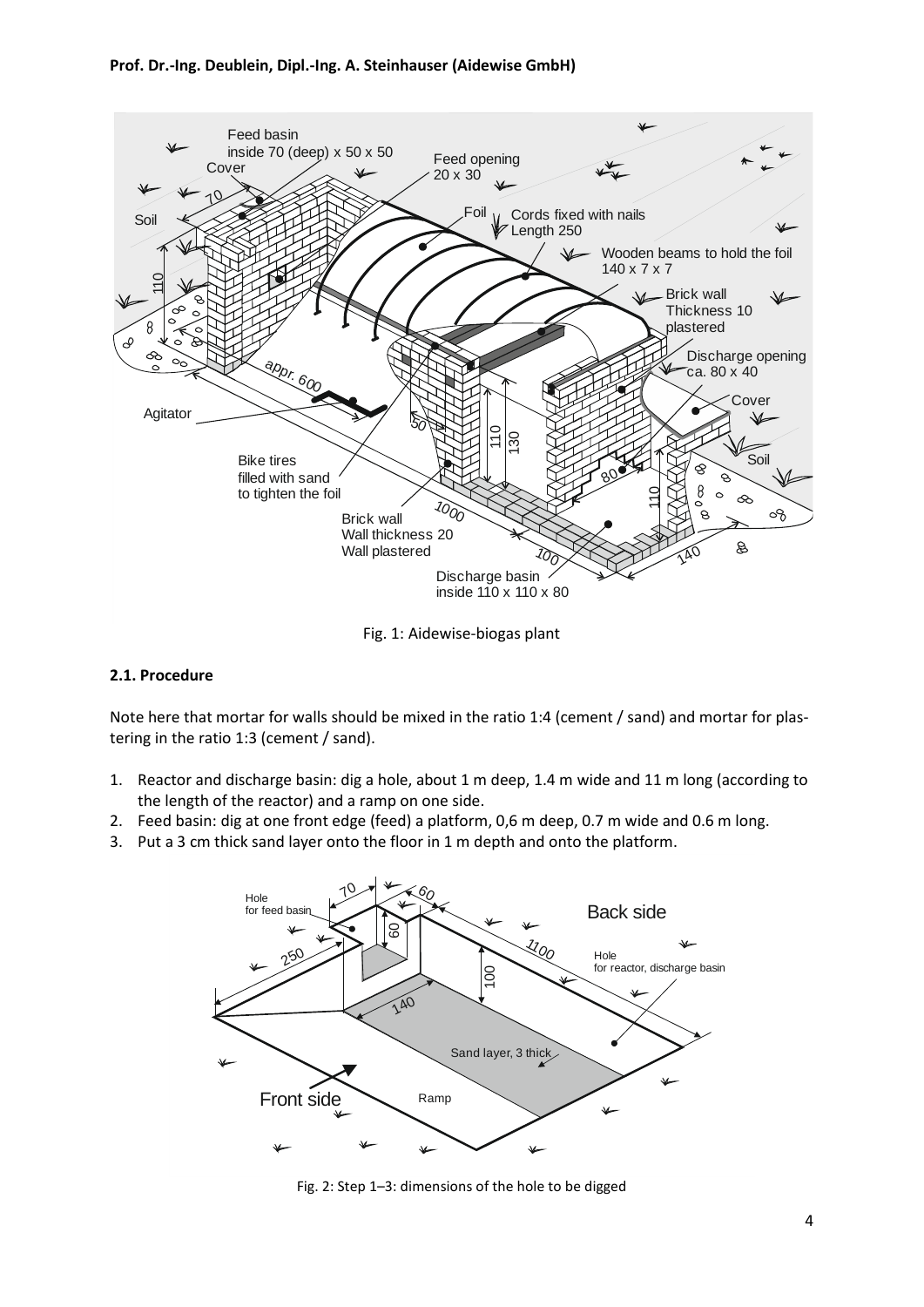Fig. 1: Aidewise-biogas plant

### 2.1. Procedure

Note here that mortar for walls should be mixed in the ratio 1:4 (cement / sand) and mortar for plastering in the ratio 1:3 (cement / sand).

1. Reactor and discharge basin: dig a hole, about 1 m deep, 1.4 m wide and 11 m long (according to the length of the reactor) and a ramp on one side.
2. Feed basin: dig at one front edge (feed) a platform, 0,6 m deep, 0.7 m wide and 0.6 m long.
3. Put a 3 cm thick sand layer onto the floor in 1 m depth and onto the platform.

Fig. 2: Step 1–3: dimensions of the hole to be digged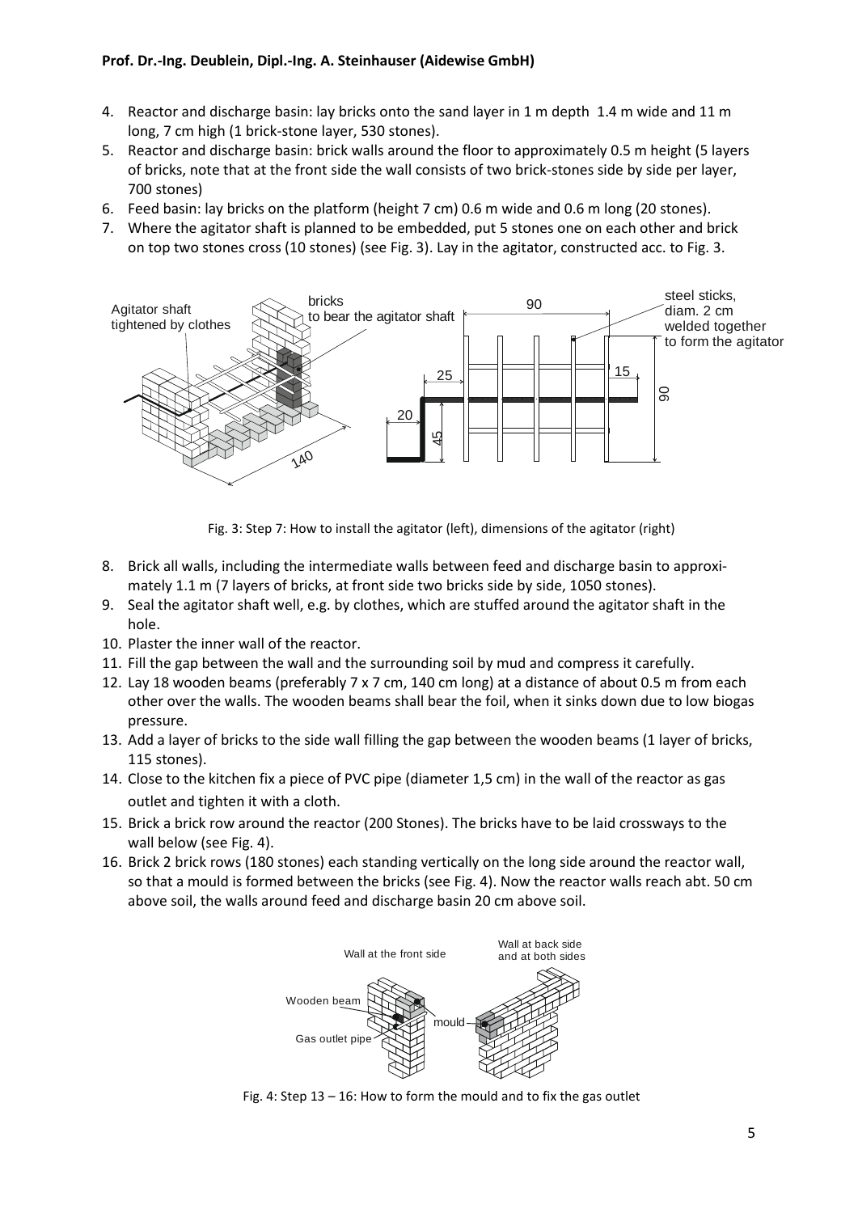4. Reactor and discharge basin: lay bricks onto the sand layer in 1 m depth 1.4 m wide and 11 m long, 7 cm high (1 brick-stone layer, 530 stones).
5. Reactor and discharge basin: brick walls around the floor to approximately 0.5 m height (5 layers of bricks, note that at the front side the wall consists of two brick-stones side by side per layer, 700 stones)
6. Feed basin: lay bricks on the platform (height 7 cm) 0.6 m wide and 0.6 m long (20 stones).
7. Where the agitator shaft is planned to be embedded, put 5 stones one on each other and brick on top two stones cross (10 stones) (see Fig. 3). Lay in the agitator, constructed acc. to Fig. 3.

Fig. 3: Step 7: How to install the agitator (left), dimensions of the agitator (right)

8. Brick all walls, including the intermediate walls between feed and discharge basin to approximately 1.1 m (7 layers of bricks, at front side two bricks side by side, 1050 stones).
9. Seal the agitator shaft well, e.g. by clothes, which are stuffed around the agitator shaft in the hole.
10. Plaster the inner wall of the reactor.
11. Fill the gap between the wall and the surrounding soil by mud and compress it carefully.
12. Lay 18 wooden beams (preferably 7 x 7 cm, 140 cm long) at a distance of about 0.5 m from each other over the walls. The wooden beams shall bear the foil, when it sinks down due to low biogas pressure.
13. Add a layer of bricks to the side wall filling the gap between the wooden beams (1 layer of bricks, 115 stones).
14. Close to the kitchen fix a piece of PVC pipe (diameter 1,5 cm) in the wall of the reactor as gas outlet and tighten it with a cloth.
15. Brick a brick row around the reactor (200 Stones). The bricks have to be laid crossways to the wall below (see Fig. 4).
16. Brick 2 brick rows (180 stones) each standing vertically on the long side around the reactor wall, so that a mould is formed between the bricks (see Fig. 4). Now the reactor walls reach abt. 50 cm above soil, the walls around feed and discharge basin 20 cm above soil.

Fig. 4: Step 13 – 16: How to form the mould and to fix the gas outlet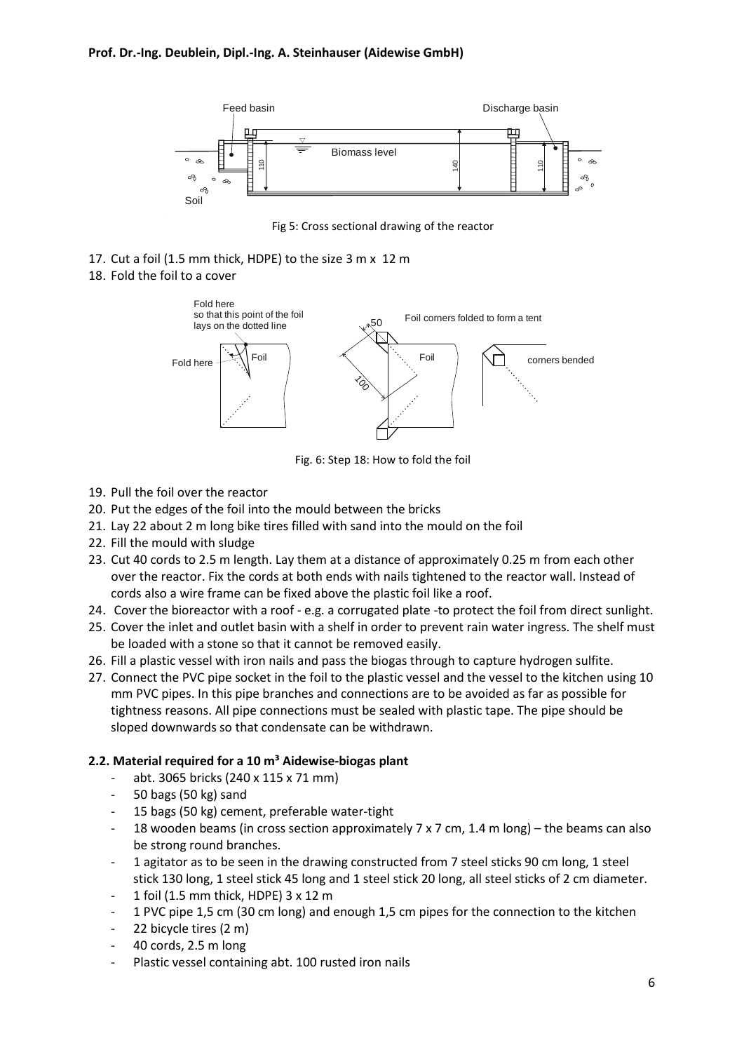Fig 5: Cross sectional drawing of the reactor

17. Cut a foil (1.5 mm thick, HDPE) to the size 3 m x 12 m
18. Fold the foil to a cover

Fig. 6: Step 18: How to fold the foil

19. Pull the foil over the reactor
20. Put the edges of the foil into the mould between the bricks
21. Lay 22 about 2 m long bike tires filled with sand into the mould on the foil
22. Fill the mould with sludge
23. Cut 40 cords to 2.5 m length. Lay them at a distance of approximately 0.25 m from each other over the reactor. Fix the cords at both ends with nails tightened to the reactor wall. Instead of cords also a wire frame can be fixed above the plastic foil like a roof.
24. Cover the bioreactor with a roof - e.g. a corrugated plate -to protect the foil from direct sunlight.
25. Cover the inlet and outlet basin with a shelf in order to prevent rain water ingress. The shelf must be loaded with a stone so that it cannot be removed easily.
26. Fill a plastic vessel with iron nails and pass the biogas through to capture hydrogen sulfite.
27. Connect the PVC pipe socket in the foil to the plastic vessel and the vessel to the kitchen using 10 mm PVC pipes. In this pipe branches and connections are to be avoided as far as possible for tightness reasons. All pipe connections must be sealed with plastic tape. The pipe should be sloped downwards so that condensate can be withdrawn.

### 2.2. Material required for a 10 m³ Aidewise-biogas plant

- abt. 3065 bricks (240 x 115 x 71 mm)
- 50 bags (50 kg) sand
- 15 bags (50 kg) cement, preferable water-tight
- 18 wooden beams (in cross section approximately 7 x 7 cm, 1.4 m long) – the beams can also be strong round branches.
- 1 agitator as to be seen in the drawing constructed from 7 steel sticks 90 cm long, 1 steel stick 130 long, 1 steel stick 45 long and 1 steel stick 20 long, all steel sticks of 2 cm diameter.
- 1 foil (1.5 mm thick, HDPE) 3 x 12 m
- 1 PVC pipe 1,5 cm (30 cm long) and enough 1,5 cm pipes for the connection to the kitchen
- 22 bicycle tires (2 m)
- 40 cords, 2.5 m long
- Plastic vessel containing abt. 100 rusted iron nails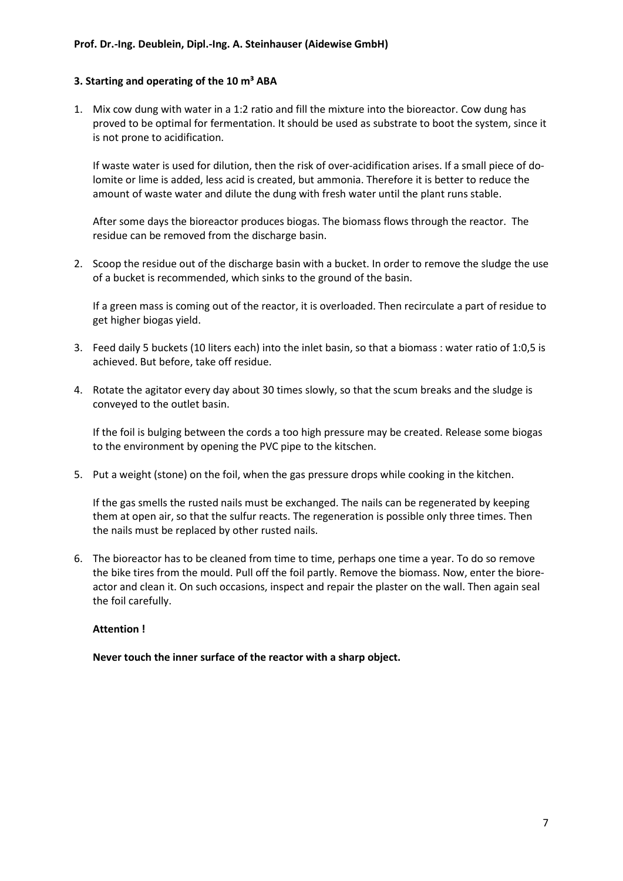### 3. Starting and operating of the 10 m³ ABA

1. Mix cow dung with water in a 1:2 ratio and fill the mixture into the bioreactor. Cow dung has proved to be optimal for fermentation. It should be used as substrate to boot the system, since it is not prone to acidification.

   If waste water is used for dilution, then the risk of over-acidification arises. If a small piece of dolomite or lime is added, less acid is created, but ammonia. Therefore it is better to reduce the amount of waste water and dilute the dung with fresh water until the plant runs stable.

   After some days the bioreactor produces biogas. The biomass flows through the reactor. The residue can be removed from the discharge basin.

2. Scoop the residue out of the discharge basin with a bucket. In order to remove the sludge the use of a bucket is recommended, which sinks to the ground of the basin.

   If a green mass is coming out of the reactor, it is overloaded. Then recirculate a part of residue to get higher biogas yield.

3. Feed daily 5 buckets (10 liters each) into the inlet basin, so that a biomass : water ratio of 1:0,5 is achieved. But before, take off residue.

4. Rotate the agitator every day about 30 times slowly, so that the scum breaks and the sludge is conveyed to the outlet basin.

   If the foil is bulging between the cords a too high pressure may be created. Release some biogas to the environment by opening the PVC pipe to the kitschen.

5. Put a weight (stone) on the foil, when the gas pressure drops while cooking in the kitchen.

   If the gas smells the rusted nails must be exchanged. The nails can be regenerated by keeping them at open air, so that the sulfur reacts. The regeneration is possible only three times. Then the nails must be replaced by other rusted nails.

6. The bioreactor has to be cleaned from time to time, perhaps one time a year. To do so remove the bike tires from the mould. Pull off the foil partly. Remove the biomass. Now, enter the bioreactor and clean it. On such occasions, inspect and repair the plaster on the wall. Then again seal the foil carefully.

   **Attention !**

   **Never touch the inner surface of the reactor with a sharp object.**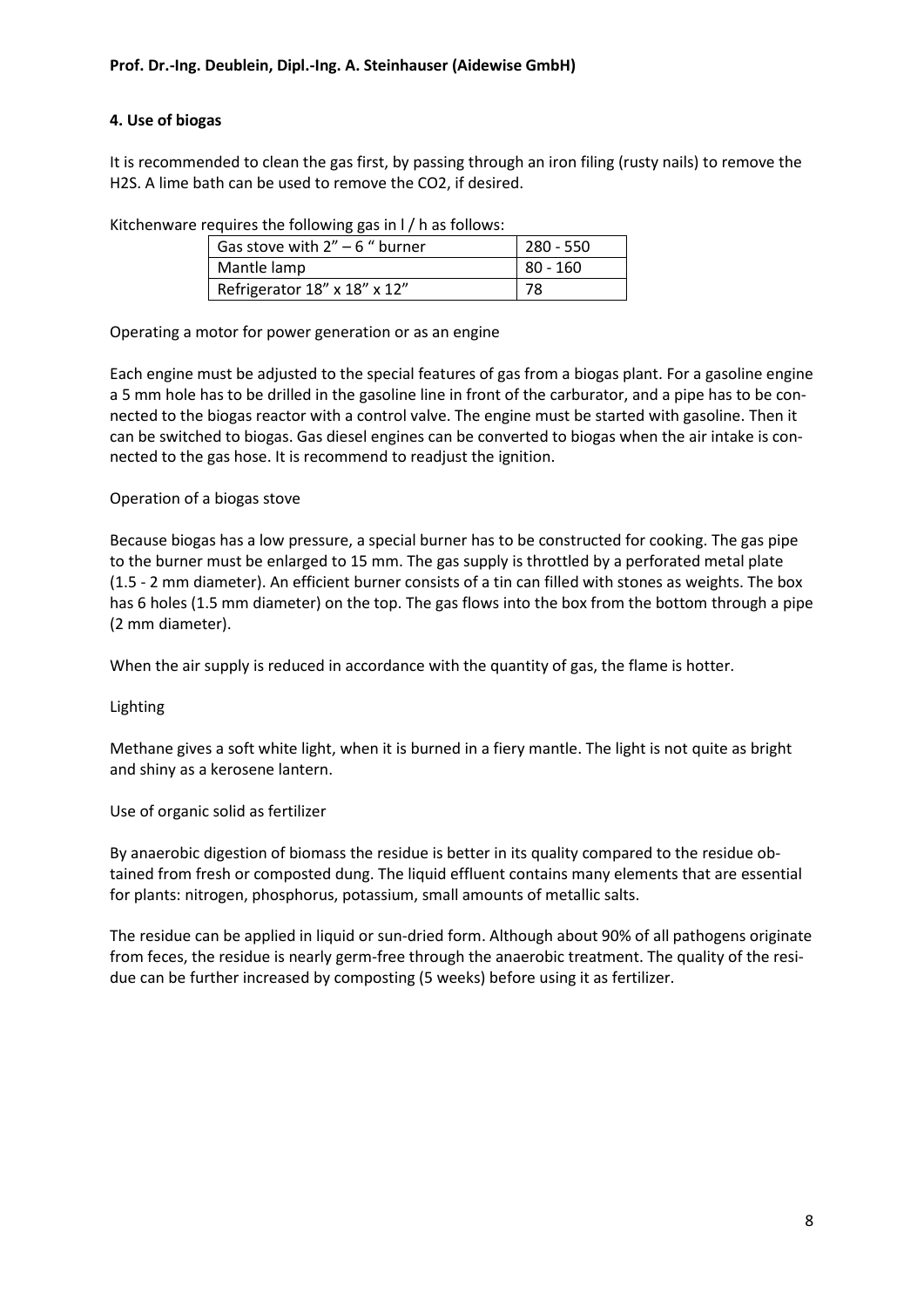## 4. Use of biogas

It is recommended to clean the gas first, by passing through an iron filing (rusty nails) to remove the $H_2S$. A lime bath can be used to remove the $CO_2$, if desired.

Kitchenware requires the following gas in l / h as follows:

| | |
|---|---|
| Gas stove with 2" – 6 " burner | 280 - 550 |
| Mantle lamp | 80 - 160 |
| Refrigerator 18" x 18" x 12" | 78 |

Operating a motor for power generation or as an engine

Each engine must be adjusted to the special features of gas from a biogas plant. For a gasoline engine a 5 mm hole has to be drilled in the gasoline line in front of the carburator, and a pipe has to be connected to the biogas reactor with a control valve. The engine must be started with gasoline. Then it can be switched to biogas. Gas diesel engines can be converted to biogas when the air intake is connected to the gas hose. It is recommend to readjust the ignition.

Operation of a biogas stove

Because biogas has a low pressure, a special burner has to be constructed for cooking. The gas pipe to the burner must be enlarged to 15 mm. The gas supply is throttled by a perforated metal plate (1.5 - 2 mm diameter). An efficient burner consists of a tin can filled with stones as weights. The box has 6 holes (1.5 mm diameter) on the top. The gas flows into the box from the bottom through a pipe (2 mm diameter).

When the air supply is reduced in accordance with the quantity of gas, the flame is hotter.

Lighting

Methane gives a soft white light, when it is burned in a fiery mantle. The light is not quite as bright and shiny as a kerosene lantern.

Use of organic solid as fertilizer

By anaerobic digestion of biomass the residue is better in its quality compared to the residue obtained from fresh or composted dung. The liquid effluent contains many elements that are essential for plants: nitrogen, phosphorus, potassium, small amounts of metallic salts.

The residue can be applied in liquid or sun-dried form. Although about 90% of all pathogens originate from feces, the residue is nearly germ-free through the anaerobic treatment. The quality of the residue can be further increased by composting (5 weeks) before using it as fertilizer.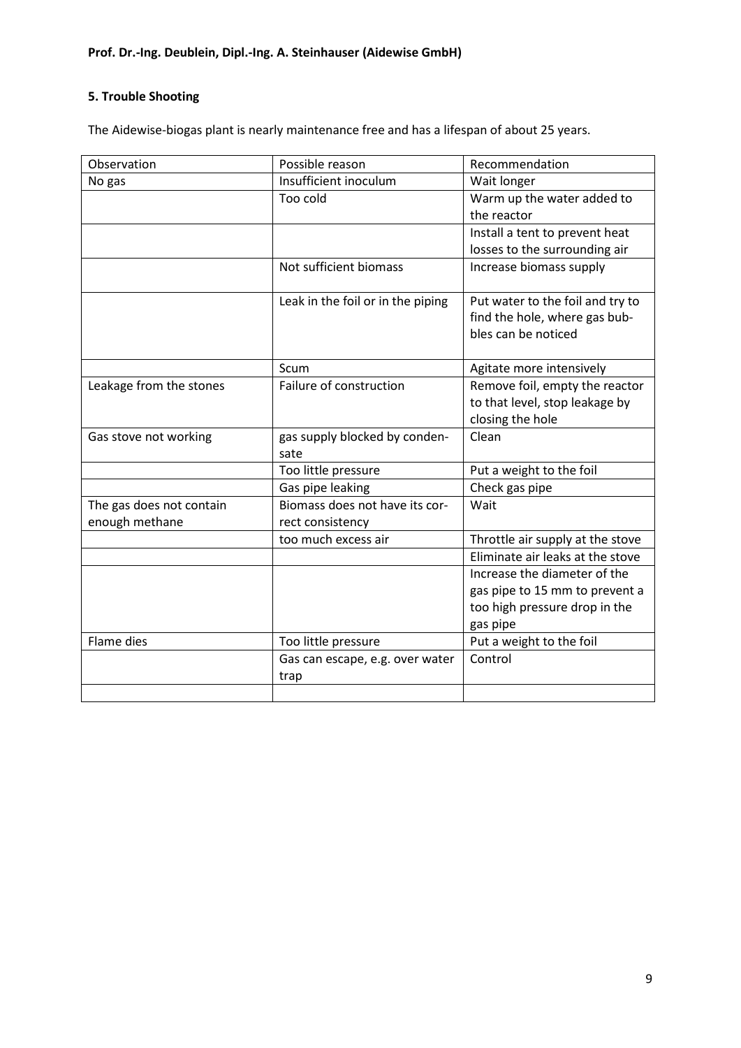## 5. Trouble Shooting

The Aidewise-biogas plant is nearly maintenance free and has a lifespan of about 25 years.

| Observation | Possible reason | Recommendation |
|---|---|---|
| No gas | Insufficient inoculum | Wait longer |
| | Too cold | Warm up the water added to the reactor |
| | | Install a tent to prevent heat losses to the surrounding air |
| | Not sufficient biomass | Increase biomass supply |
| | Leak in the foil or in the piping | Put water to the foil and try to find the hole, where gas bubbles can be noticed |
| | Scum | Agitate more intensively |
| Leakage from the stones | Failure of construction | Remove foil, empty the reactor to that level, stop leakage by closing the hole |
| Gas stove not working | gas supply blocked by condensate | Clean |
| | Too little pressure | Put a weight to the foil |
| | Gas pipe leaking | Check gas pipe |
| The gas does not contain enough methane | Biomass does not have its correct consistency | Wait |
| | too much excess air | Throttle air supply at the stove |
| | | Eliminate air leaks at the stove |
| | | Increase the diameter of the gas pipe to 15 mm to prevent a too high pressure drop in the gas pipe |
| Flame dies | Too little pressure | Put a weight to the foil |
| | Gas can escape, e.g. over water trap | Control |
| | | |